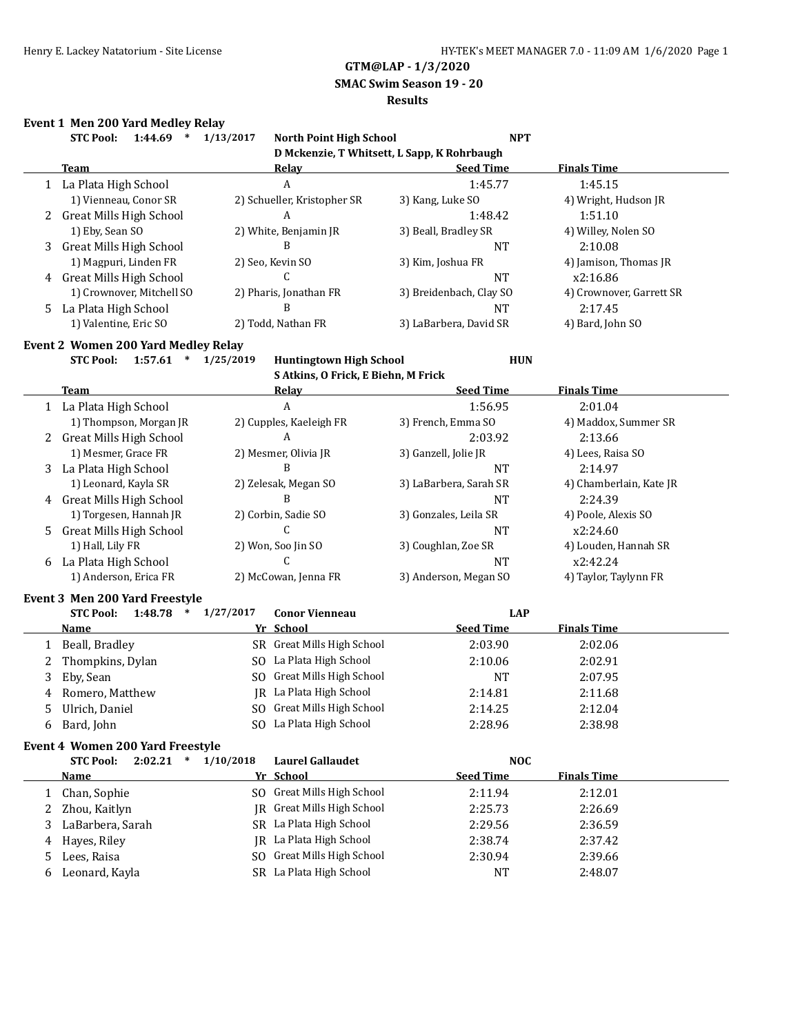**GTM@LAP - 1/3/2020**

**SMAC Swim Season 19 - 20**

**Results**

### Event 1 Men 200 Yard Medley Relay

**STC Pool: 1:44.69 * 1/13/2017 North Point High School NPT**
**D Mckenzie, T Whitsett, L Sapp, K Rohrbaugh**

| | Team | Relay | Seed Time | Finals Time |
|---|---|---|---|---|
| 1 | La Plata High School | A | 1:45.77 | 1:45.15 |
| | 1) Vienneau, Conor SR | 2) Schueller, Kristopher SR | 3) Kang, Luke SO | 4) Wright, Hudson JR |
| 2 | Great Mills High School | A | 1:48.42 | 1:51.10 |
| | 1) Eby, Sean SO | 2) White, Benjamin JR | 3) Beall, Bradley SR | 4) Willey, Nolen SO |
| 3 | Great Mills High School | B | NT | 2:10.08 |
| | 1) Magpuri, Linden FR | 2) Seo, Kevin SO | 3) Kim, Joshua FR | 4) Jamison, Thomas JR |
| 4 | Great Mills High School | C | NT | x2:16.86 |
| | 1) Crownover, Mitchell SO | 2) Pharis, Jonathan FR | 3) Breidenbach, Clay SO | 4) Crownover, Garrett SR |
| 5 | La Plata High School | B | NT | 2:17.45 |
| | 1) Valentine, Eric SO | 2) Todd, Nathan FR | 3) LaBarbera, David SR | 4) Bard, John SO |

### Event 2 Women 200 Yard Medley Relay

**STC Pool: 1:57.61 * 1/25/2019 Huntingtown High School HUN**
**S Atkins, O Frick, E Biehn, M Frick**

| | Team | Relay | Seed Time | Finals Time |
|---|---|---|---|---|
| 1 | La Plata High School | A | 1:56.95 | 2:01.04 |
| | 1) Thompson, Morgan JR | 2) Cupples, Kaeleigh FR | 3) French, Emma SO | 4) Maddox, Summer SR |
| 2 | Great Mills High School | A | 2:03.92 | 2:13.66 |
| | 1) Mesmer, Grace FR | 2) Mesmer, Olivia JR | 3) Ganzell, Jolie JR | 4) Lees, Raisa SO |
| 3 | La Plata High School | B | NT | 2:14.97 |
| | 1) Leonard, Kayla SR | 2) Zelesak, Megan SO | 3) LaBarbera, Sarah SR | 4) Chamberlain, Kate JR |
| 4 | Great Mills High School | B | NT | 2:24.39 |
| | 1) Torgesen, Hannah JR | 2) Corbin, Sadie SO | 3) Gonzales, Leila SR | 4) Poole, Alexis SO |
| 5 | Great Mills High School | C | NT | x2:24.60 |
| | 1) Hall, Lily FR | 2) Won, Soo Jin SO | 3) Coughlan, Zoe SR | 4) Louden, Hannah SR |
| 6 | La Plata High School | C | NT | x2:42.24 |
| | 1) Anderson, Erica FR | 2) McCowan, Jenna FR | 3) Anderson, Megan SO | 4) Taylor, Taylynn FR |

### Event 3 Men 200 Yard Freestyle

**STC Pool: 1:48.78 * 1/27/2017 Conor Vienneau LAP**

| | Name | Yr | School | Seed Time | Finals Time |
|---|---|---|---|---|---|
| 1 | Beall, Bradley | SR | Great Mills High School | 2:03.90 | 2:02.06 |
| 2 | Thompkins, Dylan | SO | La Plata High School | 2:10.06 | 2:02.91 |
| 3 | Eby, Sean | SO | Great Mills High School | NT | 2:07.95 |
| 4 | Romero, Matthew | JR | La Plata High School | 2:14.81 | 2:11.68 |
| 5 | Ulrich, Daniel | SO | Great Mills High School | 2:14.25 | 2:12.04 |
| 6 | Bard, John | SO | La Plata High School | 2:28.96 | 2:38.98 |

### Event 4 Women 200 Yard Freestyle

**STC Pool: 2:02.21 * 1/10/2018 Laurel Gallaudet NOC**

| | Name | Yr | School | Seed Time | Finals Time |
|---|---|---|---|---|---|
| 1 | Chan, Sophie | SO | Great Mills High School | 2:11.94 | 2:12.01 |
| 2 | Zhou, Kaitlyn | JR | Great Mills High School | 2:25.73 | 2:26.69 |
| 3 | LaBarbera, Sarah | SR | La Plata High School | 2:29.56 | 2:36.59 |
| 4 | Hayes, Riley | JR | La Plata High School | 2:38.74 | 2:37.42 |
| 5 | Lees, Raisa | SO | Great Mills High School | 2:30.94 | 2:39.66 |
| 6 | Leonard, Kayla | SR | La Plata High School | NT | 2:48.07 |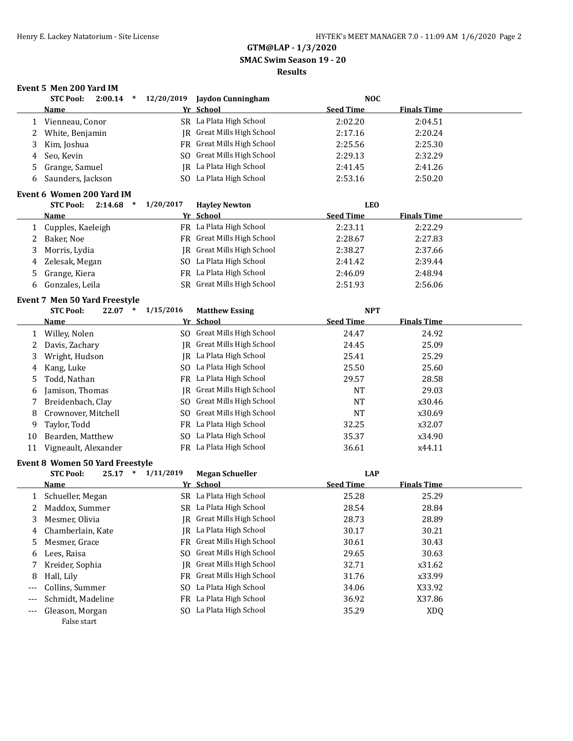# GTM@LAP - 1/3/2020

## SMAC Swim Season 19 - 20

## Results

### Event 5 Men 200 Yard IM

STC Pool: 2:00.14 * 12/20/2019 Jaydon Cunningham NOC

| | Name | Yr | School | Seed Time | Finals Time |
|---|---|---|---|---|---|
| 1 | Vienneau, Conor | SR | La Plata High School | 2:02.20 | 2:04.51 |
| 2 | White, Benjamin | JR | Great Mills High School | 2:17.16 | 2:20.24 |
| 3 | Kim, Joshua | FR | Great Mills High School | 2:25.56 | 2:25.30 |
| 4 | Seo, Kevin | SO | Great Mills High School | 2:29.13 | 2:32.29 |
| 5 | Grange, Samuel | JR | La Plata High School | 2:41.45 | 2:41.26 |
| 6 | Saunders, Jackson | SO | La Plata High School | 2:53.16 | 2:50.20 |

### Event 6 Women 200 Yard IM

STC Pool: 2:14.68 * 1/20/2017 Hayley Newton LEO

| | Name | Yr | School | Seed Time | Finals Time |
|---|---|---|---|---|---|
| 1 | Cupples, Kaeleigh | FR | La Plata High School | 2:23.11 | 2:22.29 |
| 2 | Baker, Noe | FR | Great Mills High School | 2:28.67 | 2:27.83 |
| 3 | Morris, Lydia | JR | Great Mills High School | 2:38.27 | 2:37.66 |
| 4 | Zelesak, Megan | SO | La Plata High School | 2:41.42 | 2:39.44 |
| 5 | Grange, Kiera | FR | La Plata High School | 2:46.09 | 2:48.94 |
| 6 | Gonzales, Leila | SR | Great Mills High School | 2:51.93 | 2:56.06 |

### Event 7 Men 50 Yard Freestyle

STC Pool: 22.07 * 1/15/2016 Matthew Essing NPT

| | Name | Yr | School | Seed Time | Finals Time |
|---|---|---|---|---|---|
| 1 | Willey, Nolen | SO | Great Mills High School | 24.47 | 24.92 |
| 2 | Davis, Zachary | JR | Great Mills High School | 24.45 | 25.09 |
| 3 | Wright, Hudson | JR | La Plata High School | 25.41 | 25.29 |
| 4 | Kang, Luke | SO | La Plata High School | 25.50 | 25.60 |
| 5 | Todd, Nathan | FR | La Plata High School | 29.57 | 28.58 |
| 6 | Jamison, Thomas | JR | Great Mills High School | NT | 29.03 |
| 7 | Breidenbach, Clay | SO | Great Mills High School | NT | x30.46 |
| 8 | Crownover, Mitchell | SO | Great Mills High School | NT | x30.69 |
| 9 | Taylor, Todd | FR | La Plata High School | 32.25 | x32.07 |
| 10 | Bearden, Matthew | SO | La Plata High School | 35.37 | x34.90 |
| 11 | Vigneault, Alexander | FR | La Plata High School | 36.61 | x44.11 |

### Event 8 Women 50 Yard Freestyle

STC Pool: 25.17 * 1/11/2019 Megan Schueller LAP

| | Name | Yr | School | Seed Time | Finals Time |
|---|---|---|---|---|---|
| 1 | Schueller, Megan | SR | La Plata High School | 25.28 | 25.29 |
| 2 | Maddox, Summer | SR | La Plata High School | 28.54 | 28.84 |
| 3 | Mesmer, Olivia | JR | Great Mills High School | 28.73 | 28.89 |
| 4 | Chamberlain, Kate | JR | La Plata High School | 30.17 | 30.21 |
| 5 | Mesmer, Grace | FR | Great Mills High School | 30.61 | 30.43 |
| 6 | Lees, Raisa | SO | Great Mills High School | 29.65 | 30.63 |
| 7 | Kreider, Sophia | JR | Great Mills High School | 32.71 | x31.62 |
| 8 | Hall, Lily | FR | Great Mills High School | 31.76 | x33.99 |
| --- | Collins, Summer | SO | La Plata High School | 34.06 | X33.92 |
| --- | Schmidt, Madeline | FR | La Plata High School | 36.92 | X37.86 |
| --- | Gleason, Morgan | SO | La Plata High School | 35.29 | XDQ |
| | False start | | | | |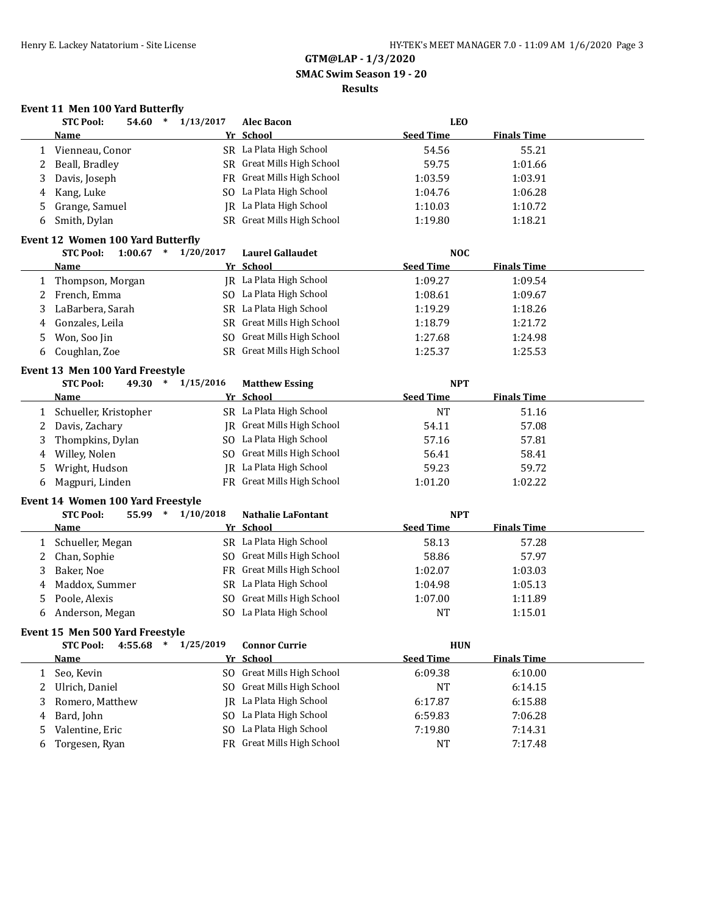GTM@LAP - 1/3/2020

SMAC Swim Season 19 - 20

Results

### Event 11 Men 100 Yard Butterfly

STC Pool: 54.60 * 1/13/2017 Alec Bacon LEO

| | Name | Yr | School | Seed Time | Finals Time |
|---|---|---|---|---|---|
| 1 | Vienneau, Conor | SR | La Plata High School | 54.56 | 55.21 |
| 2 | Beall, Bradley | SR | Great Mills High School | 59.75 | 1:01.66 |
| 3 | Davis, Joseph | FR | Great Mills High School | 1:03.59 | 1:03.91 |
| 4 | Kang, Luke | SO | La Plata High School | 1:04.76 | 1:06.28 |
| 5 | Grange, Samuel | JR | La Plata High School | 1:10.03 | 1:10.72 |
| 6 | Smith, Dylan | SR | Great Mills High School | 1:19.80 | 1:18.21 |

### Event 12 Women 100 Yard Butterfly

STC Pool: 1:00.67 * 1/20/2017 Laurel Gallaudet NOC

| | Name | Yr | School | Seed Time | Finals Time |
|---|---|---|---|---|---|
| 1 | Thompson, Morgan | JR | La Plata High School | 1:09.27 | 1:09.54 |
| 2 | French, Emma | SO | La Plata High School | 1:08.61 | 1:09.67 |
| 3 | LaBarbera, Sarah | SR | La Plata High School | 1:19.29 | 1:18.26 |
| 4 | Gonzales, Leila | SR | Great Mills High School | 1:18.79 | 1:21.72 |
| 5 | Won, Soo Jin | SO | Great Mills High School | 1:27.68 | 1:24.98 |
| 6 | Coughlan, Zoe | SR | Great Mills High School | 1:25.37 | 1:25.53 |

### Event 13 Men 100 Yard Freestyle

STC Pool: 49.30 * 1/15/2016 Matthew Essing NPT

| | Name | Yr | School | Seed Time | Finals Time |
|---|---|---|---|---|---|
| 1 | Schueller, Kristopher | SR | La Plata High School | NT | 51.16 |
| 2 | Davis, Zachary | JR | Great Mills High School | 54.11 | 57.08 |
| 3 | Thompkins, Dylan | SO | La Plata High School | 57.16 | 57.81 |
| 4 | Willey, Nolen | SO | Great Mills High School | 56.41 | 58.41 |
| 5 | Wright, Hudson | JR | La Plata High School | 59.23 | 59.72 |
| 6 | Magpuri, Linden | FR | Great Mills High School | 1:01.20 | 1:02.22 |

### Event 14 Women 100 Yard Freestyle

STC Pool: 55.99 * 1/10/2018 Nathalie LaFontant NPT

| | Name | Yr | School | Seed Time | Finals Time |
|---|---|---|---|---|---|
| 1 | Schueller, Megan | SR | La Plata High School | 58.13 | 57.28 |
| 2 | Chan, Sophie | SO | Great Mills High School | 58.86 | 57.97 |
| 3 | Baker, Noe | FR | Great Mills High School | 1:02.07 | 1:03.03 |
| 4 | Maddox, Summer | SR | La Plata High School | 1:04.98 | 1:05.13 |
| 5 | Poole, Alexis | SO | Great Mills High School | 1:07.00 | 1:11.89 |
| 6 | Anderson, Megan | SO | La Plata High School | NT | 1:15.01 |

### Event 15 Men 500 Yard Freestyle

STC Pool: 4:55.68 * 1/25/2019 Connor Currie HUN

| | Name | Yr | School | Seed Time | Finals Time |
|---|---|---|---|---|---|
| 1 | Seo, Kevin | SO | Great Mills High School | 6:09.38 | 6:10.00 |
| 2 | Ulrich, Daniel | SO | Great Mills High School | NT | 6:14.15 |
| 3 | Romero, Matthew | JR | La Plata High School | 6:17.87 | 6:15.88 |
| 4 | Bard, John | SO | La Plata High School | 6:59.83 | 7:06.28 |
| 5 | Valentine, Eric | SO | La Plata High School | 7:19.80 | 7:14.31 |
| 6 | Torgesen, Ryan | FR | Great Mills High School | NT | 7:17.48 |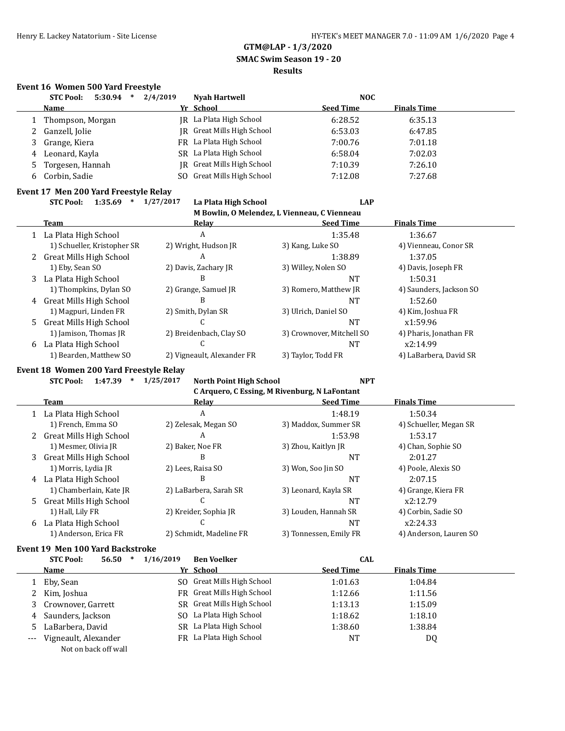GTM@LAP - 1/3/2020
SMAC Swim Season 19 - 20
Results

### Event 16 Women 500 Yard Freestyle

STC Pool: 5:30.94 * 2/4/2019 Nyah Hartwell NOC

| | Name | Yr | School | Seed Time | Finals Time |
|---|---|---|---|---|---|
| 1 | Thompson, Morgan | JR | La Plata High School | 6:28.52 | 6:35.13 |
| 2 | Ganzell, Jolie | JR | Great Mills High School | 6:53.03 | 6:47.85 |
| 3 | Grange, Kiera | FR | La Plata High School | 7:00.76 | 7:01.18 |
| 4 | Leonard, Kayla | SR | La Plata High School | 6:58.04 | 7:02.03 |
| 5 | Torgesen, Hannah | JR | Great Mills High School | 7:10.39 | 7:26.10 |
| 6 | Corbin, Sadie | SO | Great Mills High School | 7:12.08 | 7:27.68 |

### Event 17 Men 200 Yard Freestyle Relay

STC Pool: 1:35.69 * 1/27/2017 La Plata High School LAP
M Bowlin, O Melendez, L Vienneau, C Vienneau

| | Team | Relay | Seed Time | Finals Time |
|---|---|---|---|---|
| 1 | La Plata High School | A | 1:35.48 | 1:36.67 |
| | 1) Schueller, Kristopher SR | 2) Wright, Hudson JR | 3) Kang, Luke SO | 4) Vienneau, Conor SR |
| 2 | Great Mills High School | A | 1:38.89 | 1:37.05 |
| | 1) Eby, Sean SO | 2) Davis, Zachary JR | 3) Willey, Nolen SO | 4) Davis, Joseph FR |
| 3 | La Plata High School | B | NT | 1:50.31 |
| | 1) Thompkins, Dylan SO | 2) Grange, Samuel JR | 3) Romero, Matthew JR | 4) Saunders, Jackson SO |
| 4 | Great Mills High School | B | NT | 1:52.60 |
| | 1) Magpuri, Linden FR | 2) Smith, Dylan SR | 3) Ulrich, Daniel SO | 4) Kim, Joshua FR |
| 5 | Great Mills High School | C | NT | x1:59.96 |
| | 1) Jamison, Thomas JR | 2) Breidenbach, Clay SO | 3) Crownover, Mitchell SO | 4) Pharis, Jonathan FR |
| 6 | La Plata High School | C | NT | x2:14.99 |
| | 1) Bearden, Matthew SO | 2) Vigneault, Alexander FR | 3) Taylor, Todd FR | 4) LaBarbera, David SR |

### Event 18 Women 200 Yard Freestyle Relay

STC Pool: 1:47.39 * 1/25/2017 North Point High School NPT
C Arquero, C Essing, M Rivenburg, N LaFontant

| | Team | Relay | Seed Time | Finals Time |
|---|---|---|---|---|
| 1 | La Plata High School | A | 1:48.19 | 1:50.34 |
| | 1) French, Emma SO | 2) Zelesak, Megan SO | 3) Maddox, Summer SR | 4) Schueller, Megan SR |
| 2 | Great Mills High School | A | 1:53.98 | 1:53.17 |
| | 1) Mesmer, Olivia JR | 2) Baker, Noe FR | 3) Zhou, Kaitlyn JR | 4) Chan, Sophie SO |
| 3 | Great Mills High School | B | NT | 2:01.27 |
| | 1) Morris, Lydia JR | 2) Lees, Raisa SO | 3) Won, Soo Jin SO | 4) Poole, Alexis SO |
| 4 | La Plata High School | B | NT | 2:07.15 |
| | 1) Chamberlain, Kate JR | 2) LaBarbera, Sarah SR | 3) Leonard, Kayla SR | 4) Grange, Kiera FR |
| 5 | Great Mills High School | C | NT | x2:12.79 |
| | 1) Hall, Lily FR | 2) Kreider, Sophia JR | 3) Louden, Hannah SR | 4) Corbin, Sadie SO |
| 6 | La Plata High School | C | NT | x2:24.33 |
| | 1) Anderson, Erica FR | 2) Schmidt, Madeline FR | 3) Tonnessen, Emily FR | 4) Anderson, Lauren SO |

### Event 19 Men 100 Yard Backstroke

STC Pool: 56.50 * 1/16/2019 Ben Voelker CAL

| | Name | Yr | School | Seed Time | Finals Time |
|---|---|---|---|---|---|
| 1 | Eby, Sean | SO | Great Mills High School | 1:01.63 | 1:04.84 |
| 2 | Kim, Joshua | FR | Great Mills High School | 1:12.66 | 1:11.56 |
| 3 | Crownover, Garrett | SR | Great Mills High School | 1:13.13 | 1:15.09 |
| 4 | Saunders, Jackson | SO | La Plata High School | 1:18.62 | 1:18.10 |
| 5 | LaBarbera, David | SR | La Plata High School | 1:38.60 | 1:38.84 |
| --- | Vigneault, Alexander | FR | La Plata High School | NT | DQ |
| | Not on back off wall | | | | |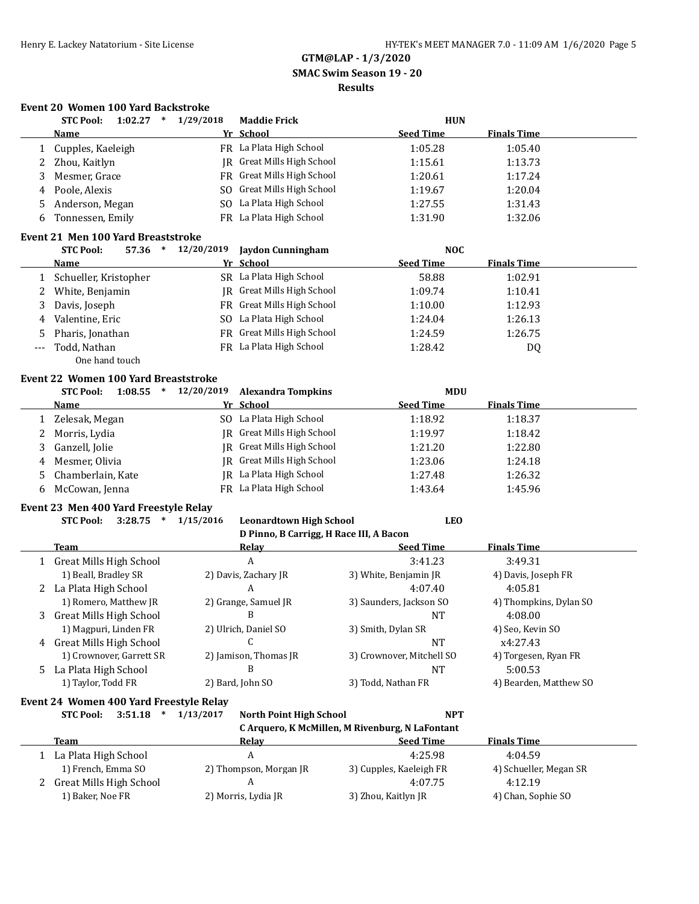**GTM@LAP - 1/3/2020**
**SMAC Swim Season 19 - 20**
**Results**

### Event 20 Women 100 Yard Backstroke

STC Pool: 1:02.27 * 1/29/2018 Maddie Frick HUN

| | Name | Yr | School | Seed Time | Finals Time |
|---|---|---|---|---|---|
| 1 | Cupples, Kaeleigh | FR | La Plata High School | 1:05.28 | 1:05.40 |
| 2 | Zhou, Kaitlyn | JR | Great Mills High School | 1:15.61 | 1:13.73 |
| 3 | Mesmer, Grace | FR | Great Mills High School | 1:20.61 | 1:17.24 |
| 4 | Poole, Alexis | SO | Great Mills High School | 1:19.67 | 1:20.04 |
| 5 | Anderson, Megan | SO | La Plata High School | 1:27.55 | 1:31.43 |
| 6 | Tonnessen, Emily | FR | La Plata High School | 1:31.90 | 1:32.06 |

### Event 21 Men 100 Yard Breaststroke

STC Pool: 57.36 * 12/20/2019 Jaydon Cunningham NOC

| | Name | Yr | School | Seed Time | Finals Time |
|---|---|---|---|---|---|
| 1 | Schueller, Kristopher | SR | La Plata High School | 58.88 | 1:02.91 |
| 2 | White, Benjamin | JR | Great Mills High School | 1:09.74 | 1:10.41 |
| 3 | Davis, Joseph | FR | Great Mills High School | 1:10.00 | 1:12.93 |
| 4 | Valentine, Eric | SO | La Plata High School | 1:24.04 | 1:26.13 |
| 5 | Pharis, Jonathan | FR | Great Mills High School | 1:24.59 | 1:26.75 |
| --- | Todd, Nathan | FR | La Plata High School | 1:28.42 | DQ |
| | One hand touch | | | | |

### Event 22 Women 100 Yard Breaststroke

STC Pool: 1:08.55 * 12/20/2019 Alexandra Tompkins MDU

| | Name | Yr | School | Seed Time | Finals Time |
|---|---|---|---|---|---|
| 1 | Zelesak, Megan | SO | La Plata High School | 1:18.92 | 1:18.37 |
| 2 | Morris, Lydia | JR | Great Mills High School | 1:19.97 | 1:18.42 |
| 3 | Ganzell, Jolie | JR | Great Mills High School | 1:21.20 | 1:22.80 |
| 4 | Mesmer, Olivia | JR | Great Mills High School | 1:23.06 | 1:24.18 |
| 5 | Chamberlain, Kate | JR | La Plata High School | 1:27.48 | 1:26.32 |
| 6 | McCowan, Jenna | FR | La Plata High School | 1:43.64 | 1:45.96 |

### Event 23 Men 400 Yard Freestyle Relay

STC Pool: 3:28.75 * 1/15/2016 Leonardtown High School LEO
D Pinno, B Carrigg, H Race III, A Bacon

| | Team | Relay | Seed Time | Finals Time |
|---|---|---|---|---|
| 1 | Great Mills High School | A | 3:41.23 | 3:49.31 |
| | 1) Beall, Bradley SR | 2) Davis, Zachary JR | 3) White, Benjamin JR | 4) Davis, Joseph FR |
| 2 | La Plata High School | A | 4:07.40 | 4:05.81 |
| | 1) Romero, Matthew JR | 2) Grange, Samuel JR | 3) Saunders, Jackson SO | 4) Thompkins, Dylan SO |
| 3 | Great Mills High School | B | NT | 4:08.00 |
| | 1) Magpuri, Linden FR | 2) Ulrich, Daniel SO | 3) Smith, Dylan SR | 4) Seo, Kevin SO |
| 4 | Great Mills High School | C | NT | x4:27.43 |
| | 1) Crownover, Garrett SR | 2) Jamison, Thomas JR | 3) Crownover, Mitchell SO | 4) Torgesen, Ryan FR |
| 5 | La Plata High School | B | NT | 5:00.53 |
| | 1) Taylor, Todd FR | 2) Bard, John SO | 3) Todd, Nathan FR | 4) Bearden, Matthew SO |

### Event 24 Women 400 Yard Freestyle Relay

STC Pool: 3:51.18 * 1/13/2017 North Point High School NPT
C Arquero, K McMillen, M Rivenburg, N LaFontant

| | Team | Relay | Seed Time | Finals Time |
|---|---|---|---|---|
| 1 | La Plata High School | A | 4:25.98 | 4:04.59 |
| | 1) French, Emma SO | 2) Thompson, Morgan JR | 3) Cupples, Kaeleigh FR | 4) Schueller, Megan SR |
| 2 | Great Mills High School | A | 4:07.75 | 4:12.19 |
| | 1) Baker, Noe FR | 2) Morris, Lydia JR | 3) Zhou, Kaitlyn JR | 4) Chan, Sophie SO |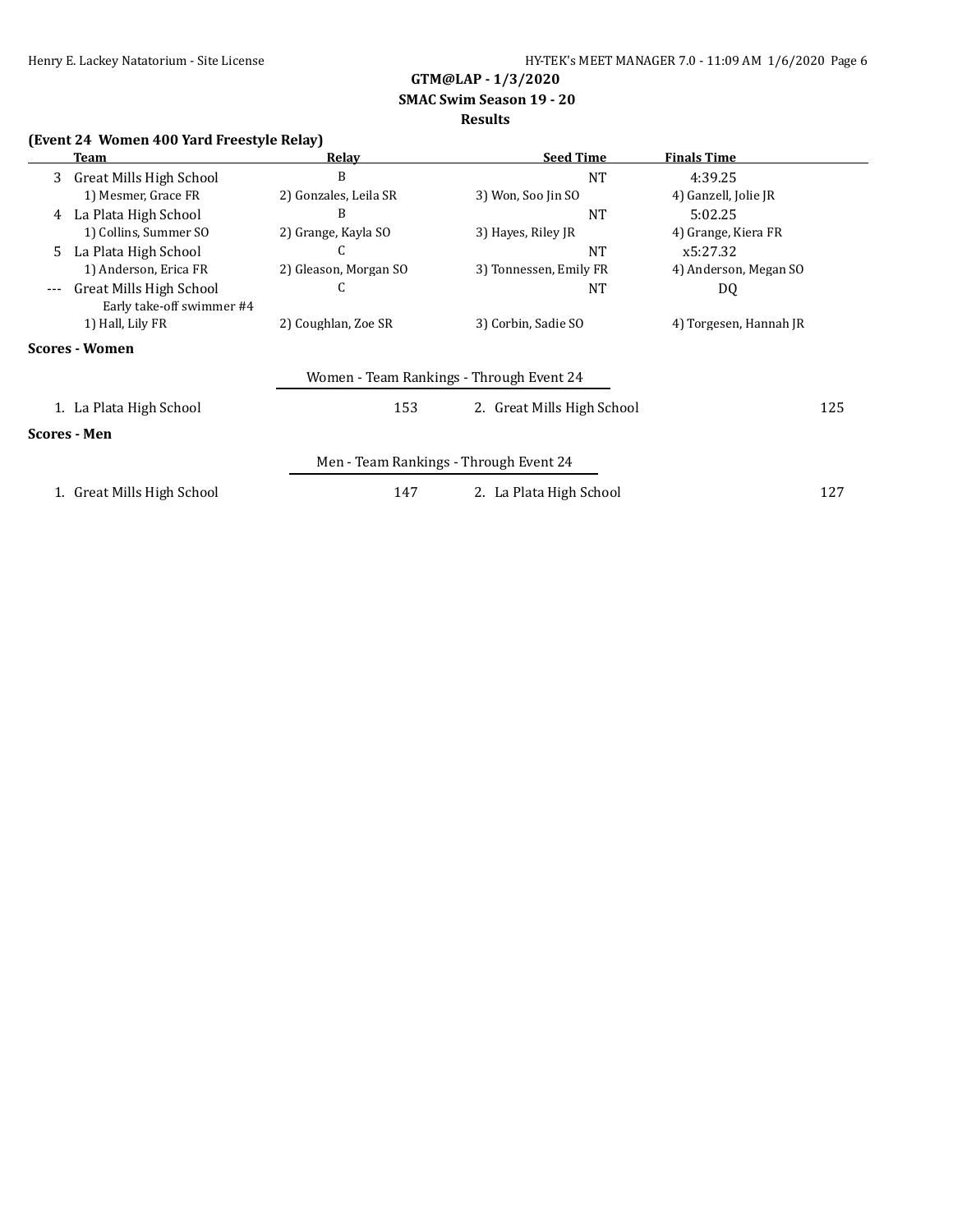## GTM@LAP - 1/3/2020

### SMAC Swim Season 19 - 20

### Results

**(Event 24 Women 400 Yard Freestyle Relay)**

| | Team | Relay | Seed Time | Finals Time |
|---|---|---|---|---|
| 3 | Great Mills High School | B | NT | 4:39.25 |
| | 1) Mesmer, Grace FR | 2) Gonzales, Leila SR | 3) Won, Soo Jin SO | 4) Ganzell, Jolie JR |
| 4 | La Plata High School | B | NT | 5:02.25 |
| | 1) Collins, Summer SO | 2) Grange, Kayla SO | 3) Hayes, Riley JR | 4) Grange, Kiera FR |
| 5 | La Plata High School | C | NT | x5:27.32 |
| | 1) Anderson, Erica FR | 2) Gleason, Morgan SO | 3) Tonnessen, Emily FR | 4) Anderson, Megan SO |
| --- | Great Mills High School | C | NT | DQ |
| | Early take-off swimmer #4 | | | |
| | 1) Hall, Lily FR | 2) Coughlan, Zoe SR | 3) Corbin, Sadie SO | 4) Torgesen, Hannah JR |

**Scores - Women**

Women - Team Rankings - Through Event 24

| | | | |
|---|---|---|---|
| 1. La Plata High School | 153 | 2. Great Mills High School | 125 |

**Scores - Men**

Men - Team Rankings - Through Event 24

| | | | |
|---|---|---|---|
| 1. Great Mills High School | 147 | 2. La Plata High School | 127 |